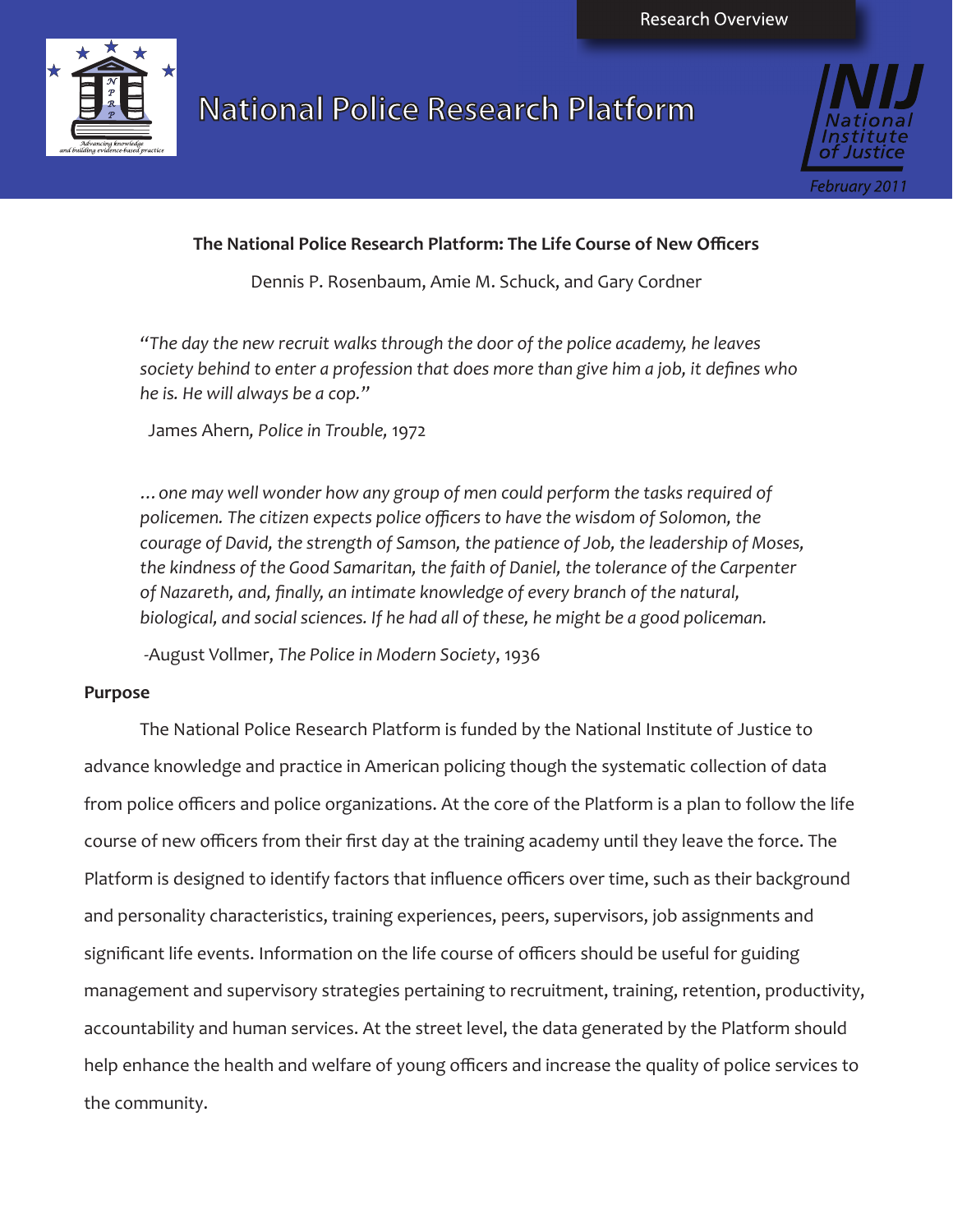Research Overview

# National Police Research Platform

February 2011

## The National Police Research Platform: The Life Course of New Officers

Dennis P. Rosenbaum, Amie M. Schuck, and Gary Cordner

*"The day the new recruit walks through the door of the police academy, he leaves society behind to enter a profession that does more than give him a job, it defines who he is. He will always be a cop."*

James Ahern, *Police in Trouble,* 1972

*…one may well wonder how any group of men could perform the tasks required of policemen. The citizen expects police officers to have the wisdom of Solomon, the courage of David, the strength of Samson, the patience of Job, the leadership of Moses, the kindness of the Good Samaritan, the faith of Daniel, the tolerance of the Carpenter of Nazareth, and, finally, an intimate knowledge of every branch of the natural, biological, and social sciences. If he had all of these, he might be a good policeman.*

-August Vollmer, *The Police in Modern Society*, 1936

### Purpose

The National Police Research Platform is funded by the National Institute of Justice to advance knowledge and practice in American policing though the systematic collection of data from police officers and police organizations. At the core of the Platform is a plan to follow the life course of new officers from their first day at the training academy until they leave the force. The Platform is designed to identify factors that influence officers over time, such as their background and personality characteristics, training experiences, peers, supervisors, job assignments and significant life events. Information on the life course of officers should be useful for guiding management and supervisory strategies pertaining to recruitment, training, retention, productivity, accountability and human services. At the street level, the data generated by the Platform should help enhance the health and welfare of young officers and increase the quality of police services to the community.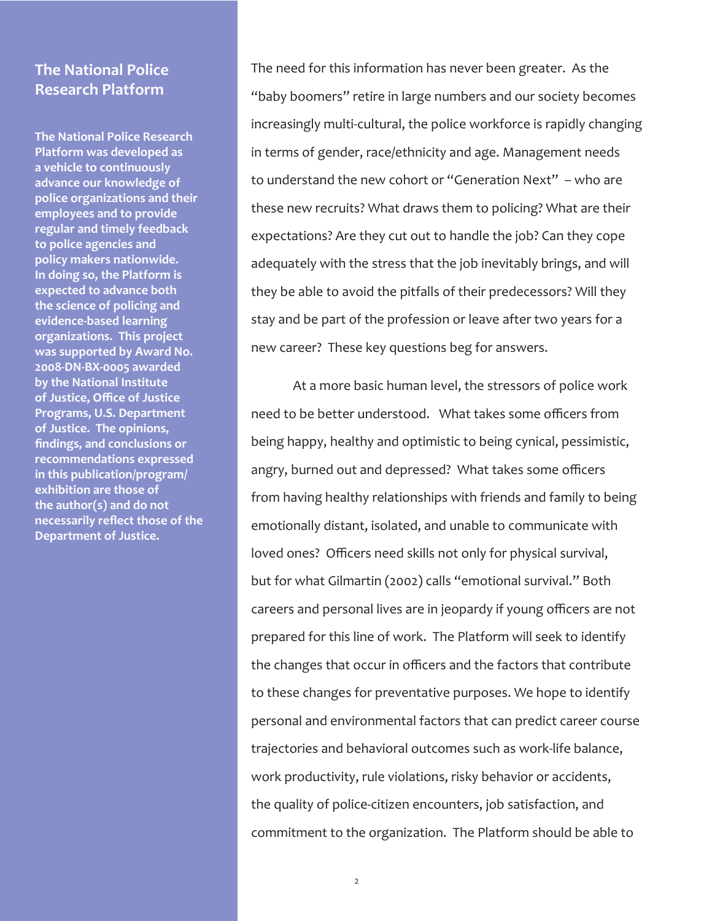## The National Police Research Platform

**The National Police Research Platform was developed as a vehicle to continuously advance our knowledge of police organizations and their employees and to provide regular and timely feedback to police agencies and policy makers nationwide. In doing so, the Platform is expected to advance both the science of policing and evidence-based learning organizations. This project was supported by Award No. 2008-DN-BX-0005 awarded by the National Institute of Justice, Office of Justice Programs, U.S. Department of Justice. The opinions, findings, and conclusions or recommendations expressed in this publication/program/exhibition are those of the author(s) and do not necessarily reflect those of the Department of Justice.**

The need for this information has never been greater. As the "baby boomers" retire in large numbers and our society becomes increasingly multi-cultural, the police workforce is rapidly changing in terms of gender, race/ethnicity and age. Management needs to understand the new cohort or "Generation Next" – who are these new recruits? What draws them to policing? What are their expectations? Are they cut out to handle the job? Can they cope adequately with the stress that the job inevitably brings, and will they be able to avoid the pitfalls of their predecessors? Will they stay and be part of the profession or leave after two years for a new career? These key questions beg for answers.

At a more basic human level, the stressors of police work need to be better understood. What takes some officers from being happy, healthy and optimistic to being cynical, pessimistic, angry, burned out and depressed? What takes some officers from having healthy relationships with friends and family to being emotionally distant, isolated, and unable to communicate with loved ones? Officers need skills not only for physical survival, but for what Gilmartin (2002) calls "emotional survival." Both careers and personal lives are in jeopardy if young officers are not prepared for this line of work. The Platform will seek to identify the changes that occur in officers and the factors that contribute to these changes for preventative purposes. We hope to identify personal and environmental factors that can predict career course trajectories and behavioral outcomes such as work-life balance, work productivity, rule violations, risky behavior or accidents, the quality of police-citizen encounters, job satisfaction, and commitment to the organization. The Platform should be able to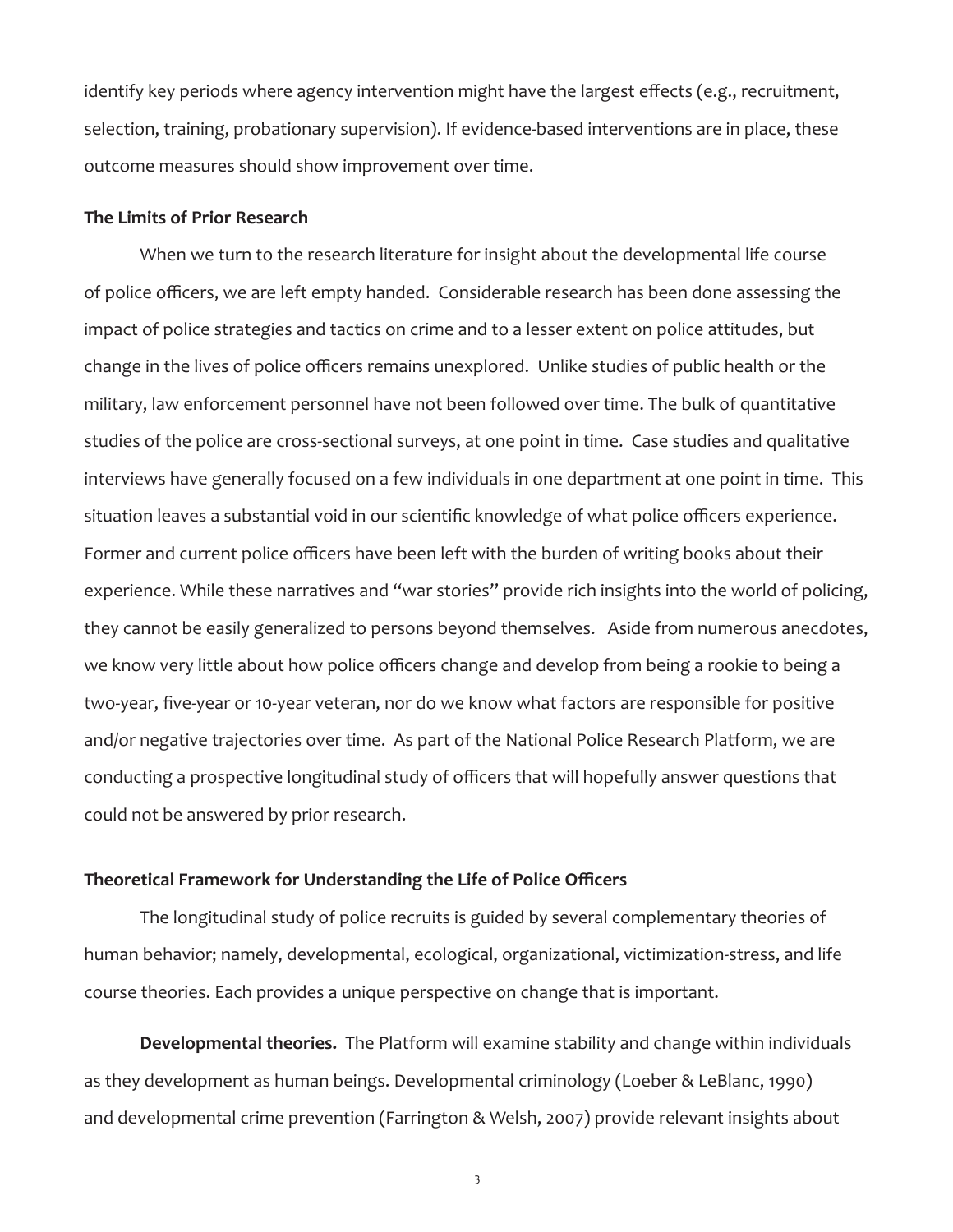identify key periods where agency intervention might have the largest effects (e.g., recruitment, selection, training, probationary supervision). If evidence-based interventions are in place, these outcome measures should show improvement over time.

**The Limits of Prior Research**

When we turn to the research literature for insight about the developmental life course of police officers, we are left empty handed. Considerable research has been done assessing the impact of police strategies and tactics on crime and to a lesser extent on police attitudes, but change in the lives of police officers remains unexplored. Unlike studies of public health or the military, law enforcement personnel have not been followed over time. The bulk of quantitative studies of the police are cross-sectional surveys, at one point in time. Case studies and qualitative interviews have generally focused on a few individuals in one department at one point in time. This situation leaves a substantial void in our scientific knowledge of what police officers experience. Former and current police officers have been left with the burden of writing books about their experience. While these narratives and "war stories" provide rich insights into the world of policing, they cannot be easily generalized to persons beyond themselves. Aside from numerous anecdotes, we know very little about how police officers change and develop from being a rookie to being a two-year, five-year or 10-year veteran, nor do we know what factors are responsible for positive and/or negative trajectories over time. As part of the National Police Research Platform, we are conducting a prospective longitudinal study of officers that will hopefully answer questions that could not be answered by prior research.

**Theoretical Framework for Understanding the Life of Police Officers**

The longitudinal study of police recruits is guided by several complementary theories of human behavior; namely, developmental, ecological, organizational, victimization-stress, and life course theories. Each provides a unique perspective on change that is important.

**Developmental theories.** The Platform will examine stability and change within individuals as they development as human beings. Developmental criminology (Loeber & LeBlanc, 1990) and developmental crime prevention (Farrington & Welsh, 2007) provide relevant insights about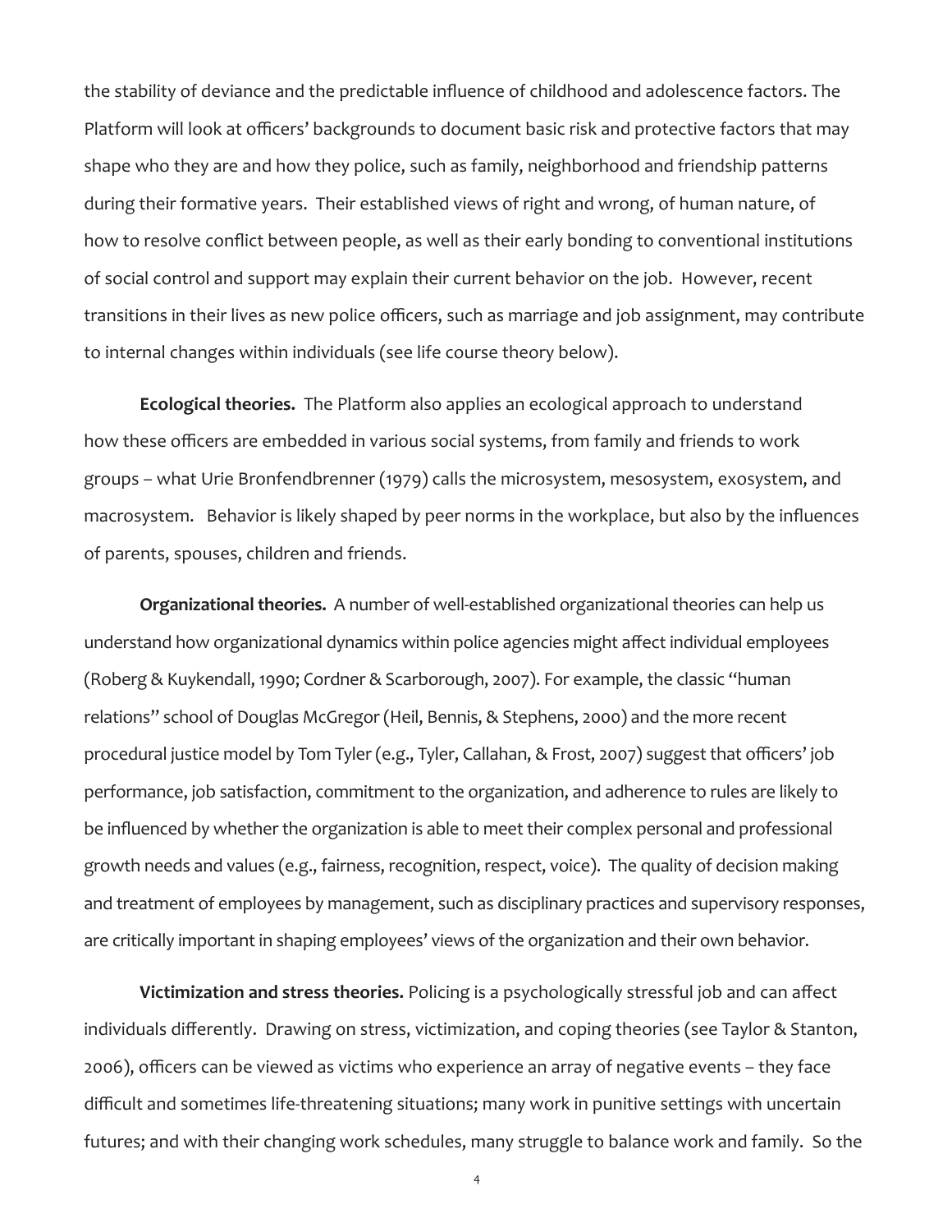the stability of deviance and the predictable influence of childhood and adolescence factors. The Platform will look at officers' backgrounds to document basic risk and protective factors that may shape who they are and how they police, such as family, neighborhood and friendship patterns during their formative years. Their established views of right and wrong, of human nature, of how to resolve conflict between people, as well as their early bonding to conventional institutions of social control and support may explain their current behavior on the job. However, recent transitions in their lives as new police officers, such as marriage and job assignment, may contribute to internal changes within individuals (see life course theory below).

**Ecological theories.** The Platform also applies an ecological approach to understand how these officers are embedded in various social systems, from family and friends to work groups – what Urie Bronfendbrenner (1979) calls the microsystem, mesosystem, exosystem, and macrosystem. Behavior is likely shaped by peer norms in the workplace, but also by the influences of parents, spouses, children and friends.

**Organizational theories.** A number of well-established organizational theories can help us understand how organizational dynamics within police agencies might affect individual employees (Roberg & Kuykendall, 1990; Cordner & Scarborough, 2007). For example, the classic "human relations" school of Douglas McGregor (Heil, Bennis, & Stephens, 2000) and the more recent procedural justice model by Tom Tyler (e.g., Tyler, Callahan, & Frost, 2007) suggest that officers' job performance, job satisfaction, commitment to the organization, and adherence to rules are likely to be influenced by whether the organization is able to meet their complex personal and professional growth needs and values (e.g., fairness, recognition, respect, voice). The quality of decision making and treatment of employees by management, such as disciplinary practices and supervisory responses, are critically important in shaping employees' views of the organization and their own behavior.

**Victimization and stress theories.** Policing is a psychologically stressful job and can affect individuals differently. Drawing on stress, victimization, and coping theories (see Taylor & Stanton, 2006), officers can be viewed as victims who experience an array of negative events – they face difficult and sometimes life-threatening situations; many work in punitive settings with uncertain futures; and with their changing work schedules, many struggle to balance work and family. So the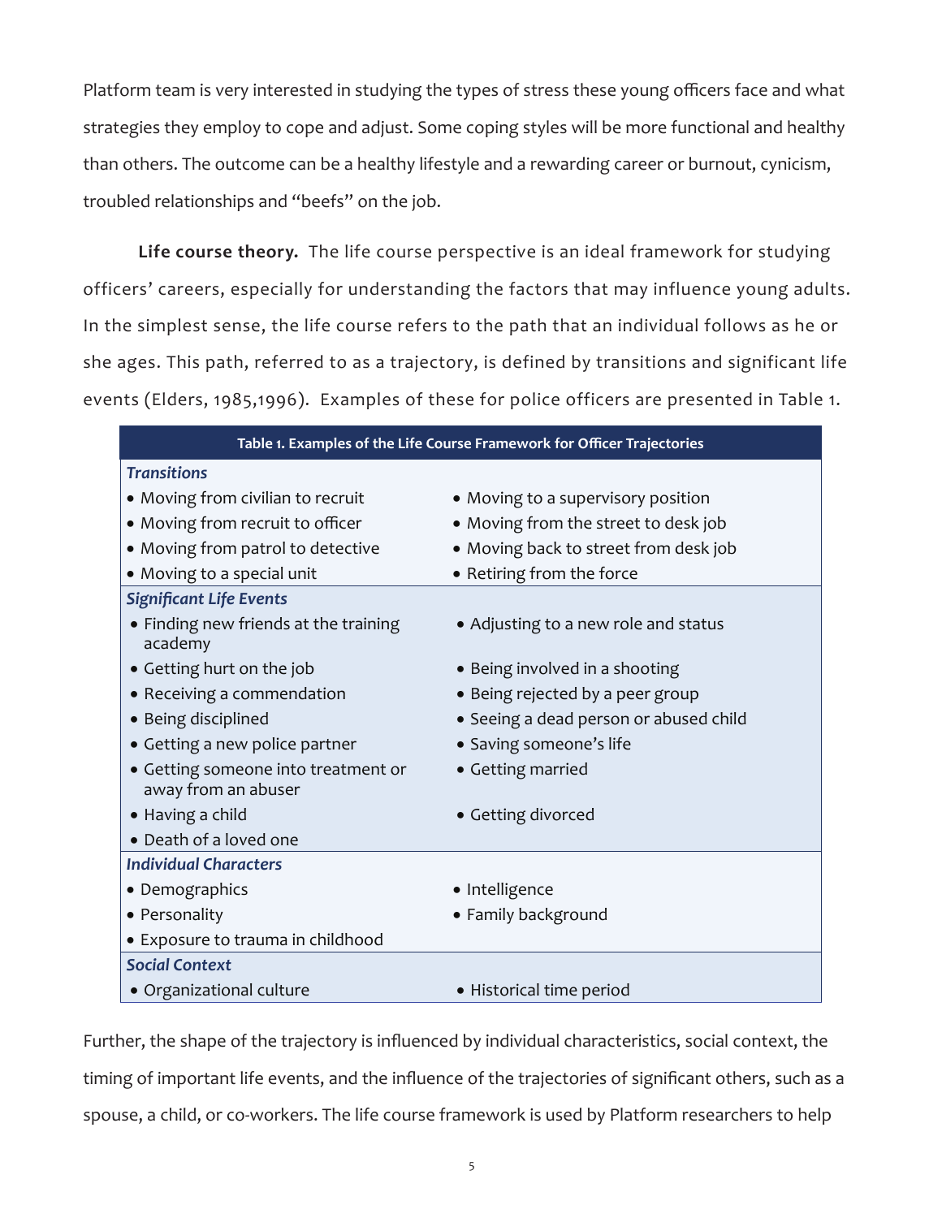Platform team is very interested in studying the types of stress these young officers face and what strategies they employ to cope and adjust. Some coping styles will be more functional and healthy than others. The outcome can be a healthy lifestyle and a rewarding career or burnout, cynicism, troubled relationships and "beefs" on the job.

**Life course theory.** The life course perspective is an ideal framework for studying officers' careers, especially for understanding the factors that may influence young adults. In the simplest sense, the life course refers to the path that an individual follows as he or she ages. This path, referred to as a trajectory, is defined by transitions and significant life events (Elders, 1985,1996). Examples of these for police officers are presented in Table 1.

**Table 1. Examples of the Life Course Framework for Officer Trajectories**

| | |
|---|---|
| ***Transitions*** | |
| • Moving from civilian to recruit | • Moving to a supervisory position |
| • Moving from recruit to officer | • Moving from the street to desk job |
| • Moving from patrol to detective | • Moving back to street from desk job |
| • Moving to a special unit | • Retiring from the force |
| ***Significant Life Events*** | |
| • Finding new friends at the training academy | • Adjusting to a new role and status |
| • Getting hurt on the job | • Being involved in a shooting |
| • Receiving a commendation | • Being rejected by a peer group |
| • Being disciplined | • Seeing a dead person or abused child |
| • Getting a new police partner | • Saving someone's life |
| • Getting someone into treatment or away from an abuser | • Getting married |
| • Having a child | • Getting divorced |
| • Death of a loved one | |
| ***Individual Characters*** | |
| • Demographics | • Intelligence |
| • Personality | • Family background |
| • Exposure to trauma in childhood | |
| ***Social Context*** | |
| • Organizational culture | • Historical time period |

Further, the shape of the trajectory is influenced by individual characteristics, social context, the timing of important life events, and the influence of the trajectories of significant others, such as a spouse, a child, or co-workers. The life course framework is used by Platform researchers to help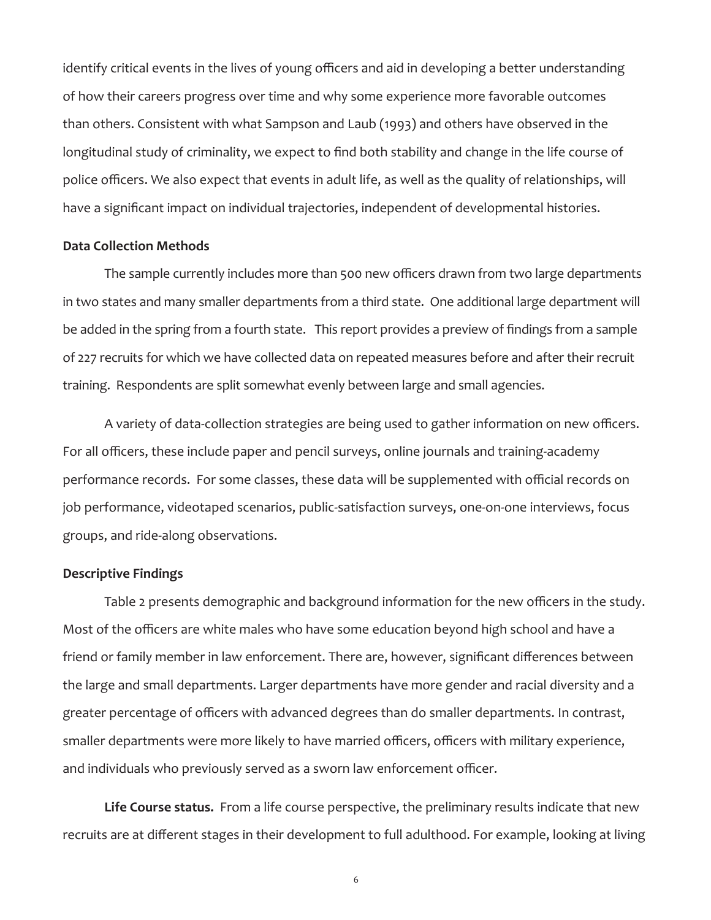identify critical events in the lives of young officers and aid in developing a better understanding of how their careers progress over time and why some experience more favorable outcomes than others. Consistent with what Sampson and Laub (1993) and others have observed in the longitudinal study of criminality, we expect to find both stability and change in the life course of police officers. We also expect that events in adult life, as well as the quality of relationships, will have a significant impact on individual trajectories, independent of developmental histories.

**Data Collection Methods**

The sample currently includes more than 500 new officers drawn from two large departments in two states and many smaller departments from a third state. One additional large department will be added in the spring from a fourth state. This report provides a preview of findings from a sample of 227 recruits for which we have collected data on repeated measures before and after their recruit training. Respondents are split somewhat evenly between large and small agencies.

A variety of data-collection strategies are being used to gather information on new officers. For all officers, these include paper and pencil surveys, online journals and training-academy performance records. For some classes, these data will be supplemented with official records on job performance, videotaped scenarios, public-satisfaction surveys, one-on-one interviews, focus groups, and ride-along observations.

**Descriptive Findings**

Table 2 presents demographic and background information for the new officers in the study. Most of the officers are white males who have some education beyond high school and have a friend or family member in law enforcement. There are, however, significant differences between the large and small departments. Larger departments have more gender and racial diversity and a greater percentage of officers with advanced degrees than do smaller departments. In contrast, smaller departments were more likely to have married officers, officers with military experience, and individuals who previously served as a sworn law enforcement officer.

**Life Course status.** From a life course perspective, the preliminary results indicate that new recruits are at different stages in their development to full adulthood. For example, looking at living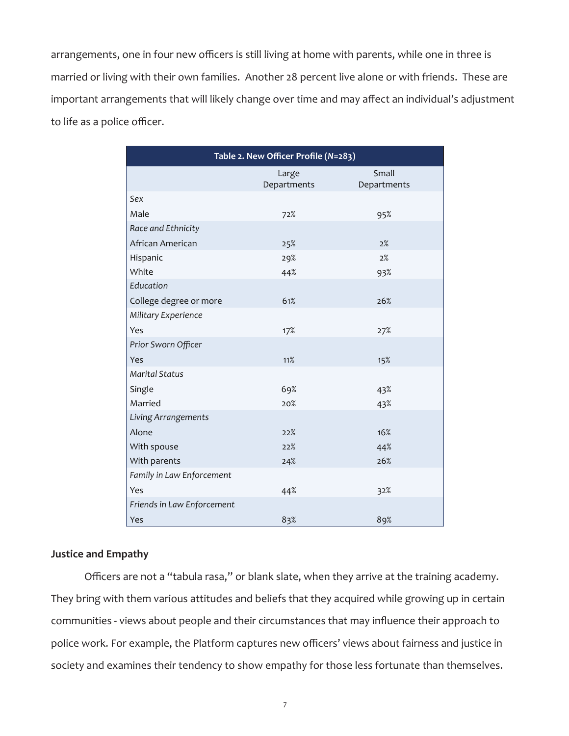arrangements, one in four new officers is still living at home with parents, while one in three is married or living with their own families. Another 28 percent live alone or with friends. These are important arrangements that will likely change over time and may affect an individual's adjustment to life as a police officer.

| Table 2. New Officer Profile (*N*=283) | | |
|---|---|---|
| | Large Departments | Small Departments |
| *Sex* | | |
| Male | 72% | 95% |
| *Race and Ethnicity* | | |
| African American | 25% | 2% |
| Hispanic | 29% | 2% |
| White | 44% | 93% |
| *Education* | | |
| College degree or more | 61% | 26% |
| *Military Experience* | | |
| Yes | 17% | 27% |
| *Prior Sworn Officer* | | |
| Yes | 11% | 15% |
| *Marital Status* | | |
| Single | 69% | 43% |
| Married | 20% | 43% |
| *Living Arrangements* | | |
| Alone | 22% | 16% |
| With spouse | 22% | 44% |
| With parents | 24% | 26% |
| *Family in Law Enforcement* | | |
| Yes | 44% | 32% |
| *Friends in Law Enforcement* | | |
| Yes | 83% | 89% |

**Justice and Empathy**

Officers are not a "tabula rasa," or blank slate, when they arrive at the training academy. They bring with them various attitudes and beliefs that they acquired while growing up in certain communities - views about people and their circumstances that may influence their approach to police work. For example, the Platform captures new officers' views about fairness and justice in society and examines their tendency to show empathy for those less fortunate than themselves.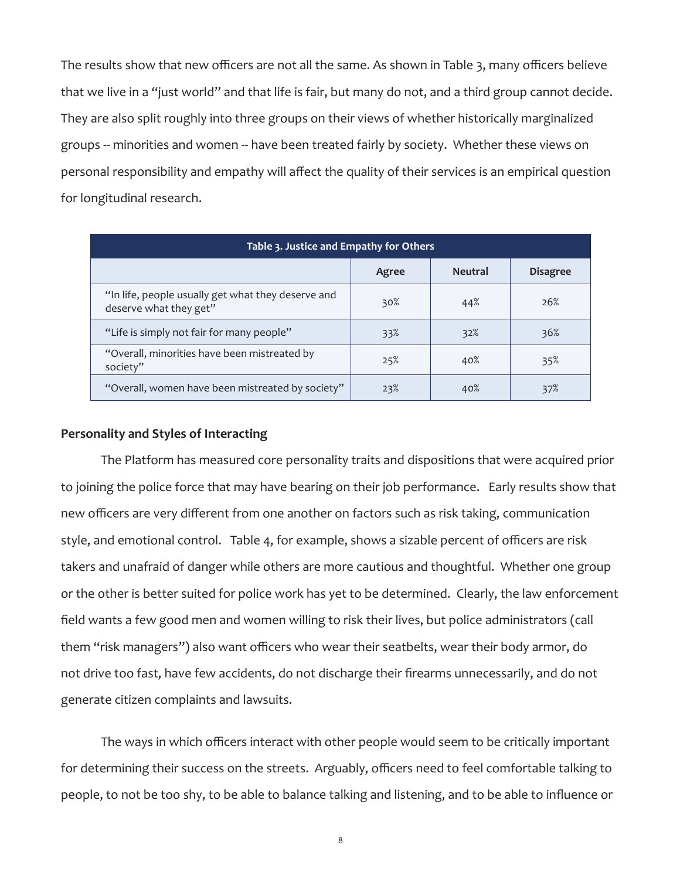The results show that new officers are not all the same. As shown in Table 3, many officers believe that we live in a "just world" and that life is fair, but many do not, and a third group cannot decide. They are also split roughly into three groups on their views of whether historically marginalized groups -- minorities and women -- have been treated fairly by society. Whether these views on personal responsibility and empathy will affect the quality of their services is an empirical question for longitudinal research.

**Table 3. Justice and Empathy for Others**

| | Agree | Neutral | Disagree |
|---|---|---|---|
| "In life, people usually get what they deserve and deserve what they get" | 30% | 44% | 26% |
| "Life is simply not fair for many people" | 33% | 32% | 36% |
| "Overall, minorities have been mistreated by society" | 25% | 40% | 35% |
| "Overall, women have been mistreated by society" | 23% | 40% | 37% |

**Personality and Styles of Interacting**

The Platform has measured core personality traits and dispositions that were acquired prior to joining the police force that may have bearing on their job performance. Early results show that new officers are very different from one another on factors such as risk taking, communication style, and emotional control. Table 4, for example, shows a sizable percent of officers are risk takers and unafraid of danger while others are more cautious and thoughtful. Whether one group or the other is better suited for police work has yet to be determined. Clearly, the law enforcement field wants a few good men and women willing to risk their lives, but police administrators (call them "risk managers") also want officers who wear their seatbelts, wear their body armor, do not drive too fast, have few accidents, do not discharge their firearms unnecessarily, and do not generate citizen complaints and lawsuits.

The ways in which officers interact with other people would seem to be critically important for determining their success on the streets. Arguably, officers need to feel comfortable talking to people, to not be too shy, to be able to balance talking and listening, and to be able to influence or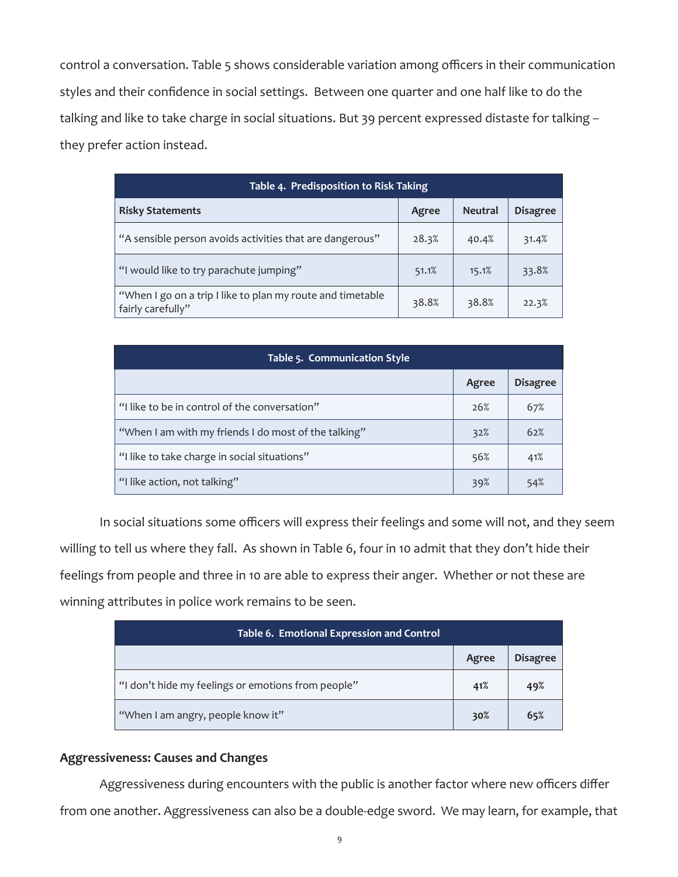control a conversation. Table 5 shows considerable variation among officers in their communication styles and their confidence in social settings. Between one quarter and one half like to do the talking and like to take charge in social situations. But 39 percent expressed distaste for talking – they prefer action instead.

| Table 4. Predisposition to Risk Taking | | | |
|---|---|---|---|
| **Risky Statements** | **Agree** | **Neutral** | **Disagree** |
| "A sensible person avoids activities that are dangerous" | 28.3% | 40.4% | 31.4% |
| "I would like to try parachute jumping" | 51.1% | 15.1% | 33.8% |
| "When I go on a trip I like to plan my route and timetable fairly carefully" | 38.8% | 38.8% | 22.3% |

| Table 5. Communication Style | | |
|---|---|---|
| | **Agree** | **Disagree** |
| "I like to be in control of the conversation" | 26% | 67% |
| "When I am with my friends I do most of the talking" | 32% | 62% |
| "I like to take charge in social situations" | 56% | 41% |
| "I like action, not talking" | 39% | 54% |

In social situations some officers will express their feelings and some will not, and they seem willing to tell us where they fall. As shown in Table 6, four in 10 admit that they don't hide their feelings from people and three in 10 are able to express their anger. Whether or not these are winning attributes in police work remains to be seen.

| Table 6. Emotional Expression and Control | | |
|---|---|---|
| | **Agree** | **Disagree** |
| "I don't hide my feelings or emotions from people" | **41%** | **49%** |
| "When I am angry, people know it" | **30%** | **65%** |

## Aggressiveness: Causes and Changes

Aggressiveness during encounters with the public is another factor where new officers differ from one another. Aggressiveness can also be a double-edge sword. We may learn, for example, that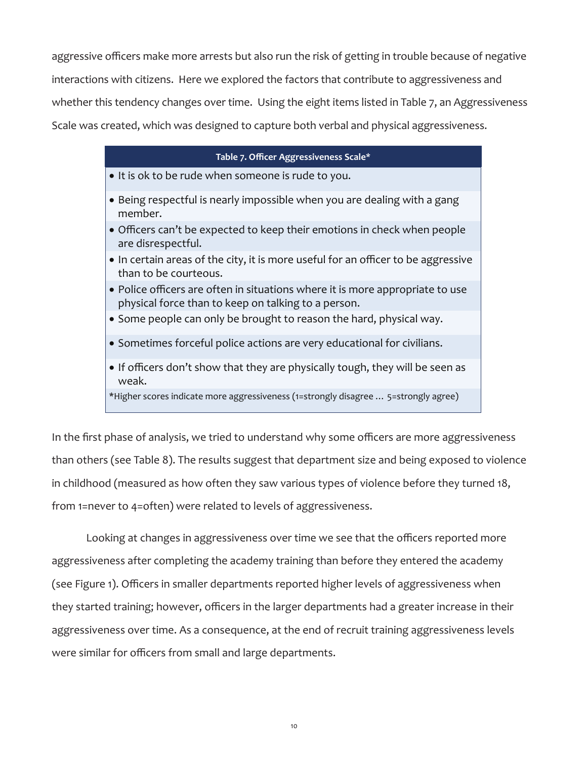aggressive officers make more arrests but also run the risk of getting in trouble because of negative interactions with citizens. Here we explored the factors that contribute to aggressiveness and whether this tendency changes over time. Using the eight items listed in Table 7, an Aggressiveness Scale was created, which was designed to capture both verbal and physical aggressiveness.

| Table 7. Officer Aggressiveness Scale* |
| --- |
| • It is ok to be rude when someone is rude to you. |
| • Being respectful is nearly impossible when you are dealing with a gang member. |
| • Officers can't be expected to keep their emotions in check when people are disrespectful. |
| • In certain areas of the city, it is more useful for an officer to be aggressive than to be courteous. |
| • Police officers are often in situations where it is more appropriate to use physical force than to keep on talking to a person. |
| • Some people can only be brought to reason the hard, physical way. |
| • Sometimes forceful police actions are very educational for civilians. |
| • If officers don't show that they are physically tough, they will be seen as weak. |
| *Higher scores indicate more aggressiveness (1=strongly disagree … 5=strongly agree) |

In the first phase of analysis, we tried to understand why some officers are more aggressiveness than others (see Table 8). The results suggest that department size and being exposed to violence in childhood (measured as how often they saw various types of violence before they turned 18, from 1=never to 4=often) were related to levels of aggressiveness.

Looking at changes in aggressiveness over time we see that the officers reported more aggressiveness after completing the academy training than before they entered the academy (see Figure 1). Officers in smaller departments reported higher levels of aggressiveness when they started training; however, officers in the larger departments had a greater increase in their aggressiveness over time. As a consequence, at the end of recruit training aggressiveness levels were similar for officers from small and large departments.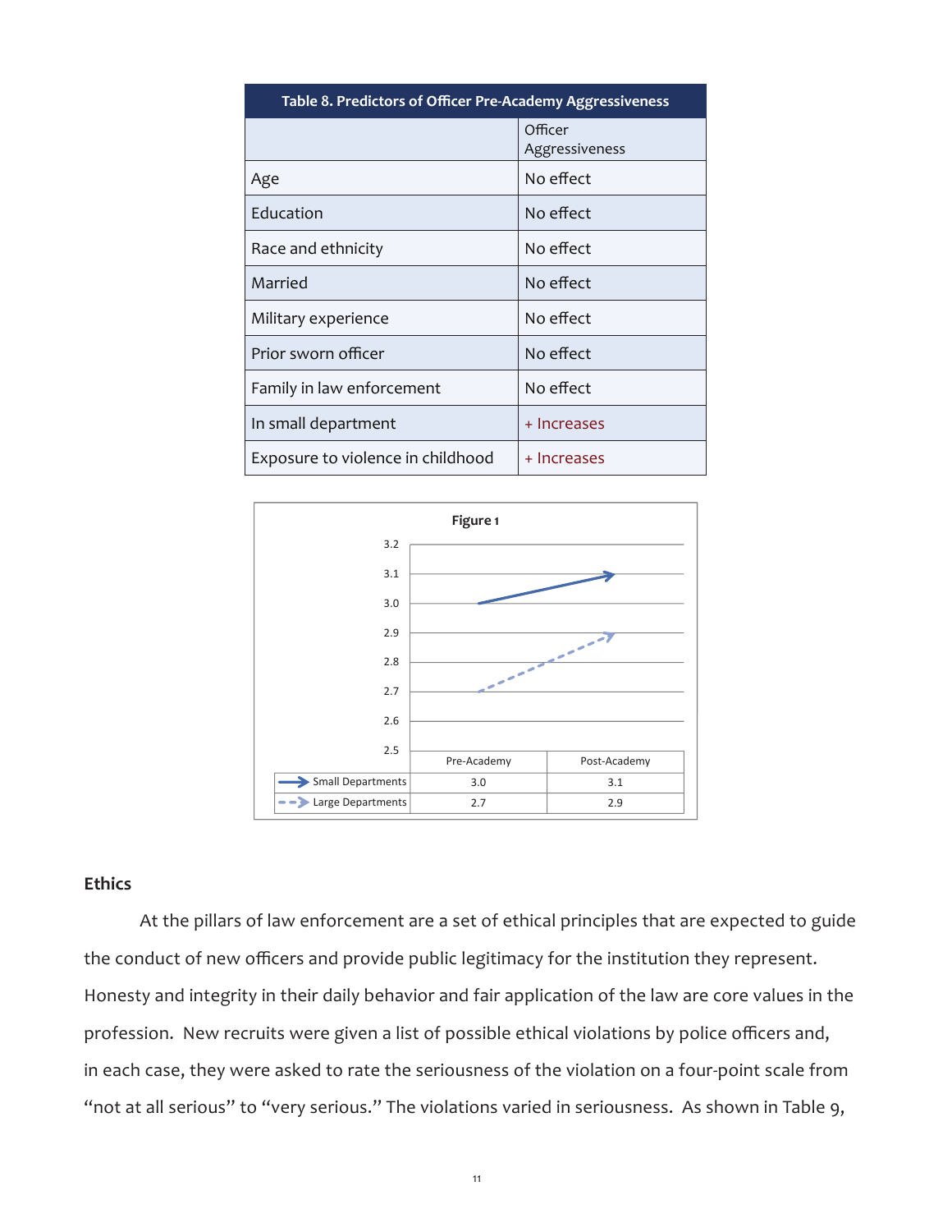| Table 8. Predictors of Officer Pre-Academy Aggressiveness | |
|---|---|
| | Officer Aggressiveness |
| Age | No effect |
| Education | No effect |
| Race and ethnicity | No effect |
| Married | No effect |
| Military experience | No effect |
| Prior sworn officer | No effect |
| Family in law enforcement | No effect |
| In small department | + Increases |
| Exposure to violence in childhood | + Increases |

**Figure 1**

| | Pre-Academy | Post-Academy |
|---|---|---|
| Small Departments | 3.0 | 3.1 |
| Large Departments | 2.7 | 2.9 |

## Ethics

At the pillars of law enforcement are a set of ethical principles that are expected to guide the conduct of new officers and provide public legitimacy for the institution they represent. Honesty and integrity in their daily behavior and fair application of the law are core values in the profession. New recruits were given a list of possible ethical violations by police officers and, in each case, they were asked to rate the seriousness of the violation on a four-point scale from "not at all serious" to "very serious." The violations varied in seriousness. As shown in Table 9,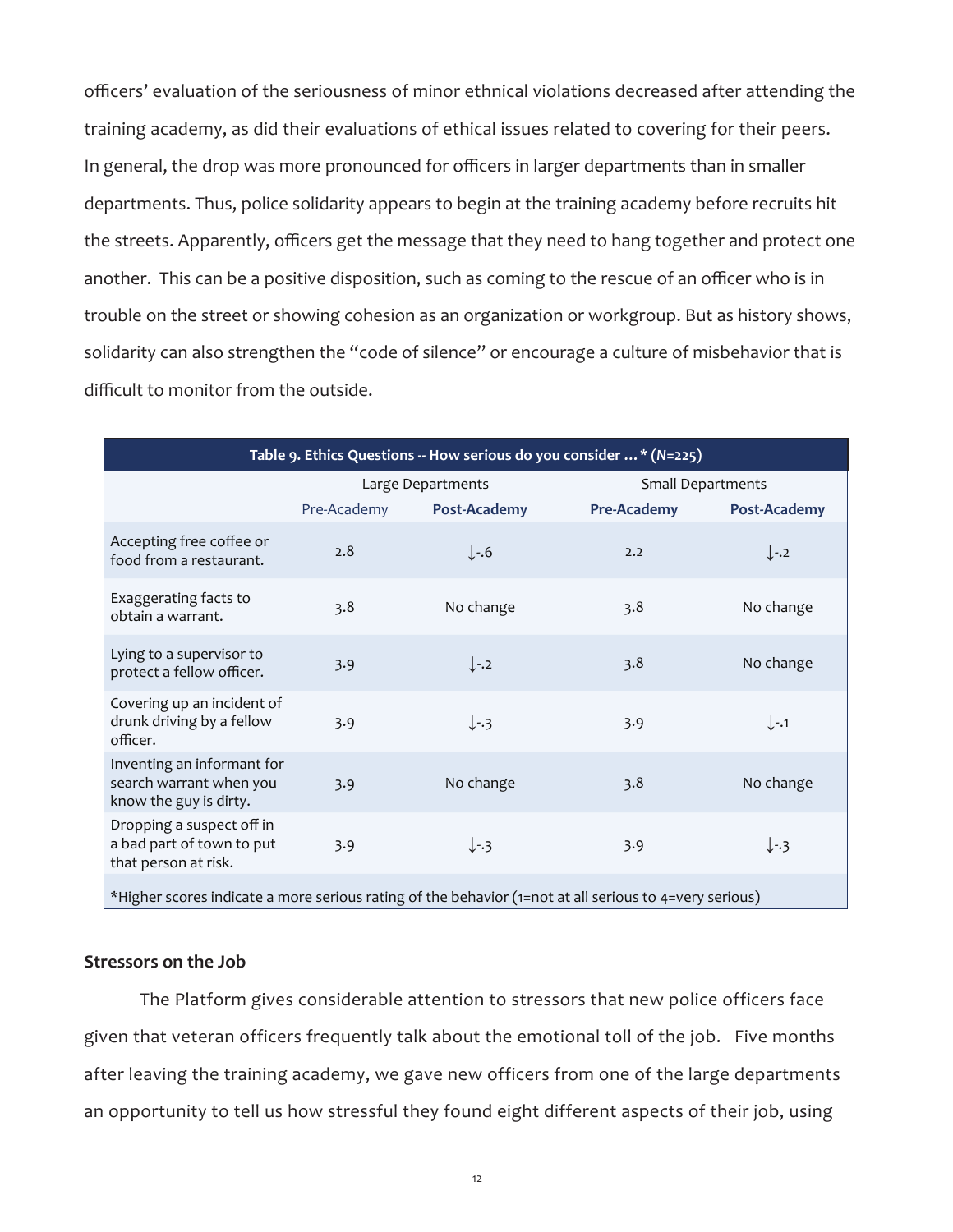officers' evaluation of the seriousness of minor ethnical violations decreased after attending the training academy, as did their evaluations of ethical issues related to covering for their peers. In general, the drop was more pronounced for officers in larger departments than in smaller departments. Thus, police solidarity appears to begin at the training academy before recruits hit the streets. Apparently, officers get the message that they need to hang together and protect one another. This can be a positive disposition, such as coming to the rescue of an officer who is in trouble on the street or showing cohesion as an organization or workgroup. But as history shows, solidarity can also strengthen the "code of silence" or encourage a culture of misbehavior that is difficult to monitor from the outside.

**Table 9. Ethics Questions -- How serious do you consider ... * (*N*=225)**

| | Large Departments | | Small Departments | |
|---|---|---|---|---|
| | Pre-Academy | **Post-Academy** | **Pre-Academy** | **Post-Academy** |
| Accepting free coffee or food from a restaurant. | 2.8 | ↓-.6 | 2.2 | ↓-.2 |
| Exaggerating facts to obtain a warrant. | 3.8 | No change | 3.8 | No change |
| Lying to a supervisor to protect a fellow officer. | 3.9 | ↓-.2 | 3.8 | No change |
| Covering up an incident of drunk driving by a fellow officer. | 3.9 | ↓-.3 | 3.9 | ↓-.1 |
| Inventing an informant for search warrant when you know the guy is dirty. | 3.9 | No change | 3.8 | No change |
| Dropping a suspect off in a bad part of town to put that person at risk. | 3.9 | ↓-.3 | 3.9 | ↓-.3 |

*Higher scores indicate a more serious rating of the behavior (1=not at all serious to 4=very serious)

**Stressors on the Job**

The Platform gives considerable attention to stressors that new police officers face given that veteran officers frequently talk about the emotional toll of the job. Five months after leaving the training academy, we gave new officers from one of the large departments an opportunity to tell us how stressful they found eight different aspects of their job, using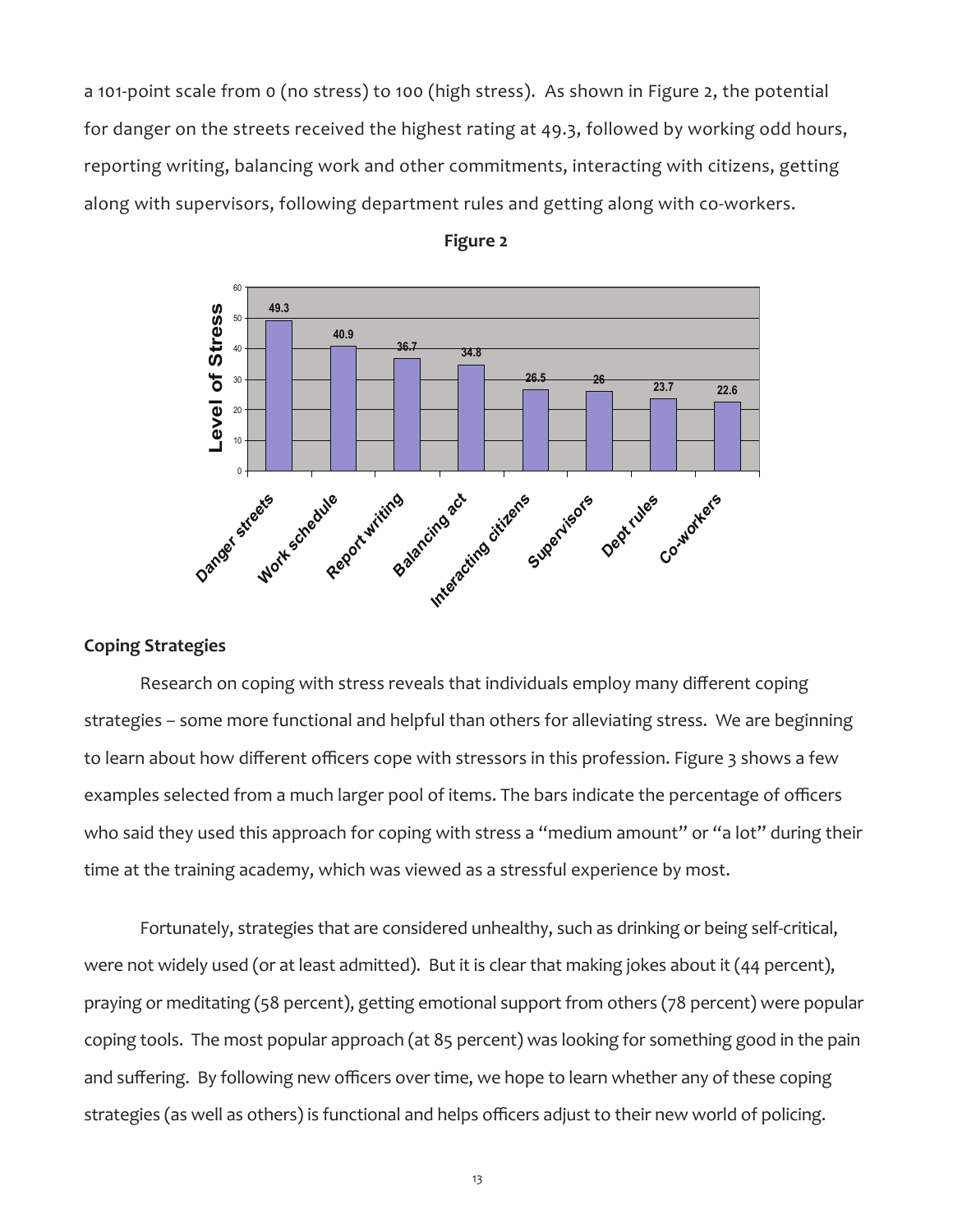a 101-point scale from 0 (no stress) to 100 (high stress). As shown in Figure 2, the potential for danger on the streets received the highest rating at 49.3, followed by working odd hours, reporting writing, balancing work and other commitments, interacting with citizens, getting along with supervisors, following department rules and getting along with co-workers.

**Figure 2**

| Stressor | Level of Stress |
| --- | --- |
| Danger streets | 49.3 |
| Work schedule | 40.9 |
| Report writing | 36.7 |
| Balancing act | 34.8 |
| Interacting citizens | 26.5 |
| Supervisors | 26 |
| Dept rules | 23.7 |
| Co-workers | 22.6 |

## Coping Strategies

Research on coping with stress reveals that individuals employ many different coping strategies – some more functional and helpful than others for alleviating stress. We are beginning to learn about how different officers cope with stressors in this profession. Figure 3 shows a few examples selected from a much larger pool of items. The bars indicate the percentage of officers who said they used this approach for coping with stress a "medium amount" or "a lot" during their time at the training academy, which was viewed as a stressful experience by most.

Fortunately, strategies that are considered unhealthy, such as drinking or being self-critical, were not widely used (or at least admitted). But it is clear that making jokes about it (44 percent), praying or meditating (58 percent), getting emotional support from others (78 percent) were popular coping tools. The most popular approach (at 85 percent) was looking for something good in the pain and suffering. By following new officers over time, we hope to learn whether any of these coping strategies (as well as others) is functional and helps officers adjust to their new world of policing.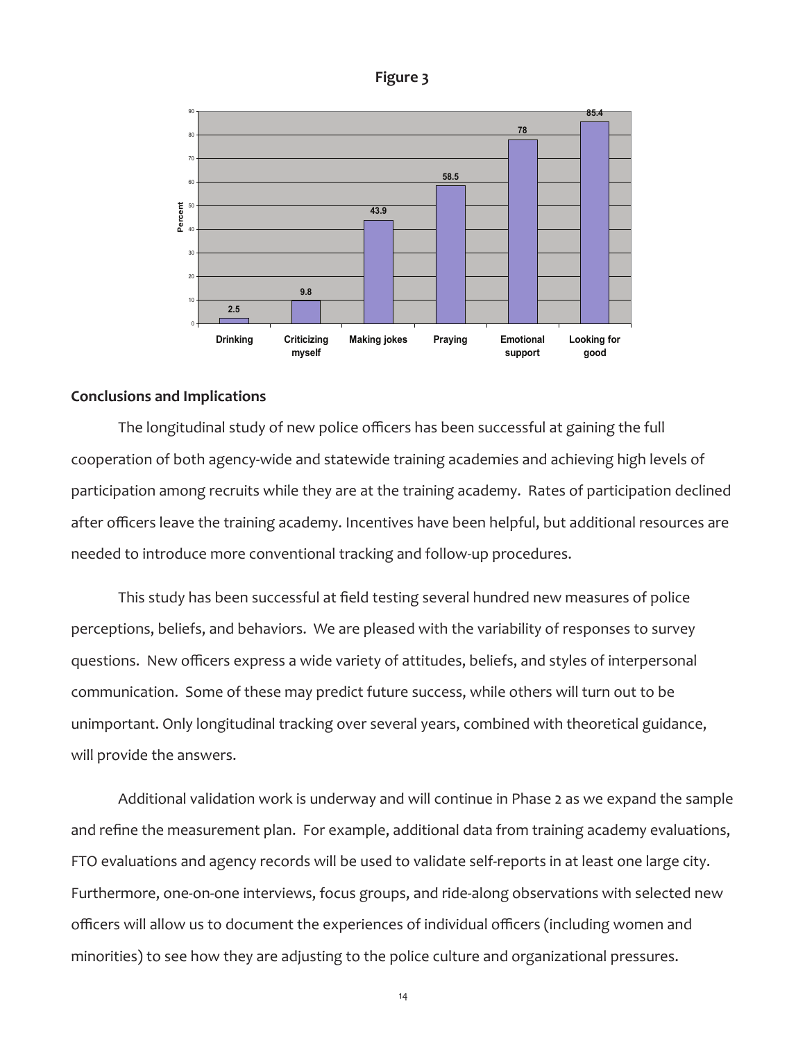**Figure 3**

| | Drinking | Criticizing myself | Making jokes | Praying | Emotional support | Looking for good |
|---|---|---|---|---|---|---|
| Percent | 2.5 | 9.8 | 43.9 | 58.5 | 78 | 85.4 |

## Conclusions and Implications

The longitudinal study of new police officers has been successful at gaining the full cooperation of both agency-wide and statewide training academies and achieving high levels of participation among recruits while they are at the training academy. Rates of participation declined after officers leave the training academy. Incentives have been helpful, but additional resources are needed to introduce more conventional tracking and follow-up procedures.

This study has been successful at field testing several hundred new measures of police perceptions, beliefs, and behaviors. We are pleased with the variability of responses to survey questions. New officers express a wide variety of attitudes, beliefs, and styles of interpersonal communication. Some of these may predict future success, while others will turn out to be unimportant. Only longitudinal tracking over several years, combined with theoretical guidance, will provide the answers.

Additional validation work is underway and will continue in Phase 2 as we expand the sample and refine the measurement plan. For example, additional data from training academy evaluations, FTO evaluations and agency records will be used to validate self-reports in at least one large city. Furthermore, one-on-one interviews, focus groups, and ride-along observations with selected new officers will allow us to document the experiences of individual officers (including women and minorities) to see how they are adjusting to the police culture and organizational pressures.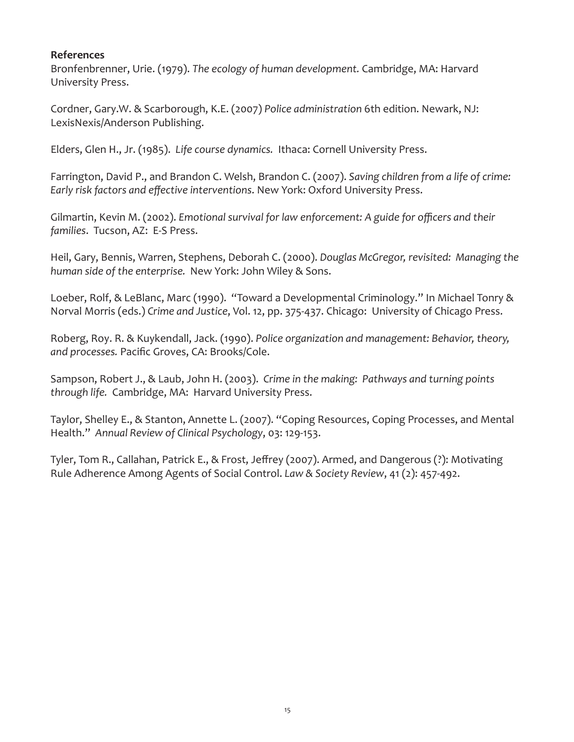**References**

Bronfenbrenner, Urie. (1979). *The ecology of human development.* Cambridge, MA: Harvard University Press.

Cordner, Gary.W. & Scarborough, K.E. (2007) *Police administration* 6th edition. Newark, NJ: LexisNexis/Anderson Publishing.

Elders, Glen H., Jr. (1985). *Life course dynamics.* Ithaca: Cornell University Press.

Farrington, David P., and Brandon C. Welsh, Brandon C. (2007). *Saving children from a life of crime: Early risk factors and effective interventions.* New York: Oxford University Press.

Gilmartin, Kevin M. (2002). *Emotional survival for law enforcement: A guide for officers and their families*. Tucson, AZ: E-S Press.

Heil, Gary, Bennis, Warren, Stephens, Deborah C. (2000). *Douglas McGregor, revisited: Managing the human side of the enterprise.* New York: John Wiley & Sons.

Loeber, Rolf, & LeBlanc, Marc (1990). "Toward a Developmental Criminology." In Michael Tonry & Norval Morris (eds.) *Crime and Justice*, Vol. 12, pp. 375-437. Chicago: University of Chicago Press.

Roberg, Roy. R. & Kuykendall, Jack. (1990). *Police organization and management: Behavior, theory, and processes.* Pacific Groves, CA: Brooks/Cole.

Sampson, Robert J., & Laub, John H. (2003). *Crime in the making: Pathways and turning points through life.* Cambridge, MA: Harvard University Press.

Taylor, Shelley E., & Stanton, Annette L. (2007). "Coping Resources, Coping Processes, and Mental Health." *Annual Review of Clinical Psychology*, 03: 129-153.

Tyler, Tom R., Callahan, Patrick E., & Frost, Jeffrey (2007). Armed, and Dangerous (?): Motivating Rule Adherence Among Agents of Social Control. *Law & Society Review*, 41 (2): 457-492.